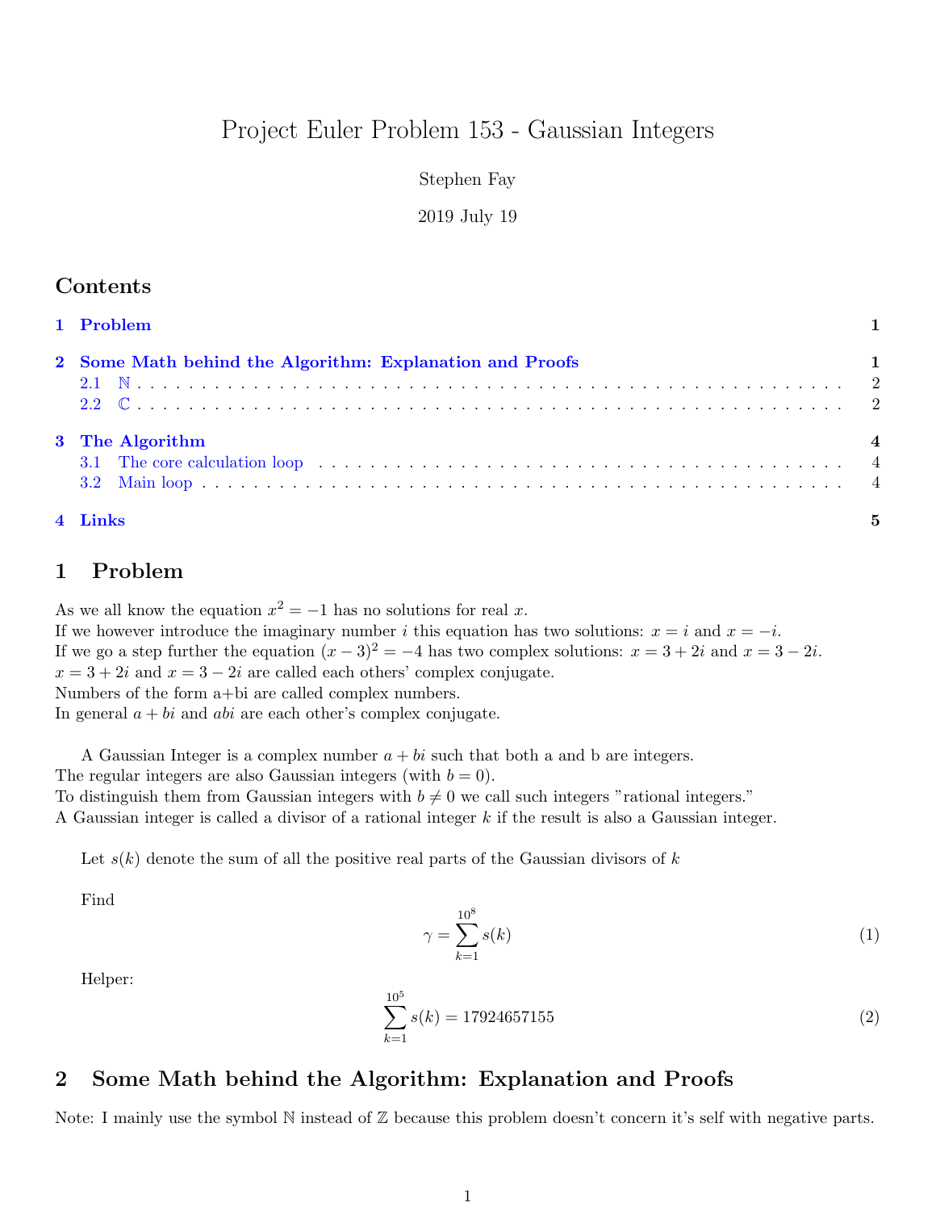# Project Euler Problem 153 - Gaussian Integers

Stephen Fay

2019 July 19

## Contents

1 Problem — 1

2 Some Math behind the Algorithm: Explanation and Proofs — 1
- 2.1 $\mathbb{N}$ — 2
- 2.2 $\mathbb{C}$ — 2

3 The Algorithm — 4
- 3.1 The core calculation loop — 4
- 3.2 Main loop — 4

4 Links — 5

## 1 Problem

As we all know the equation $x^2 = -1$ has no solutions for real $x$.
If we however introduce the imaginary number $i$ this equation has two solutions: $x = i$ and $x = -i$.
If we go a step further the equation $(x-3)^2 = -4$ has two complex solutions: $x = 3+2i$ and $x = 3-2i$.
$x = 3+2i$ and $x = 3-2i$ are called each others' complex conjugate.
Numbers of the form a+bi are called complex numbers.
In general $a + bi$ and $abi$ are each other's complex conjugate.

A Gaussian Integer is a complex number $a + bi$ such that both a and b are integers.
The regular integers are also Gaussian integers (with $b = 0$).
To distinguish them from Gaussian integers with $b \neq 0$ we call such integers "rational integers."
A Gaussian integer is called a divisor of a rational integer $k$ if the result is also a Gaussian integer.

Let $s(k)$ denote the sum of all the positive real parts of the Gaussian divisors of $k$

Find

$$\gamma = \sum_{k=1}^{10^8} s(k) \tag{1}$$

Helper:

$$\sum_{k=1}^{10^5} s(k) = 17924657155 \tag{2}$$

## 2 Some Math behind the Algorithm: Explanation and Proofs

Note: I mainly use the symbol $\mathbb{N}$ instead of $\mathbb{Z}$ because this problem doesn't concern it's self with negative parts.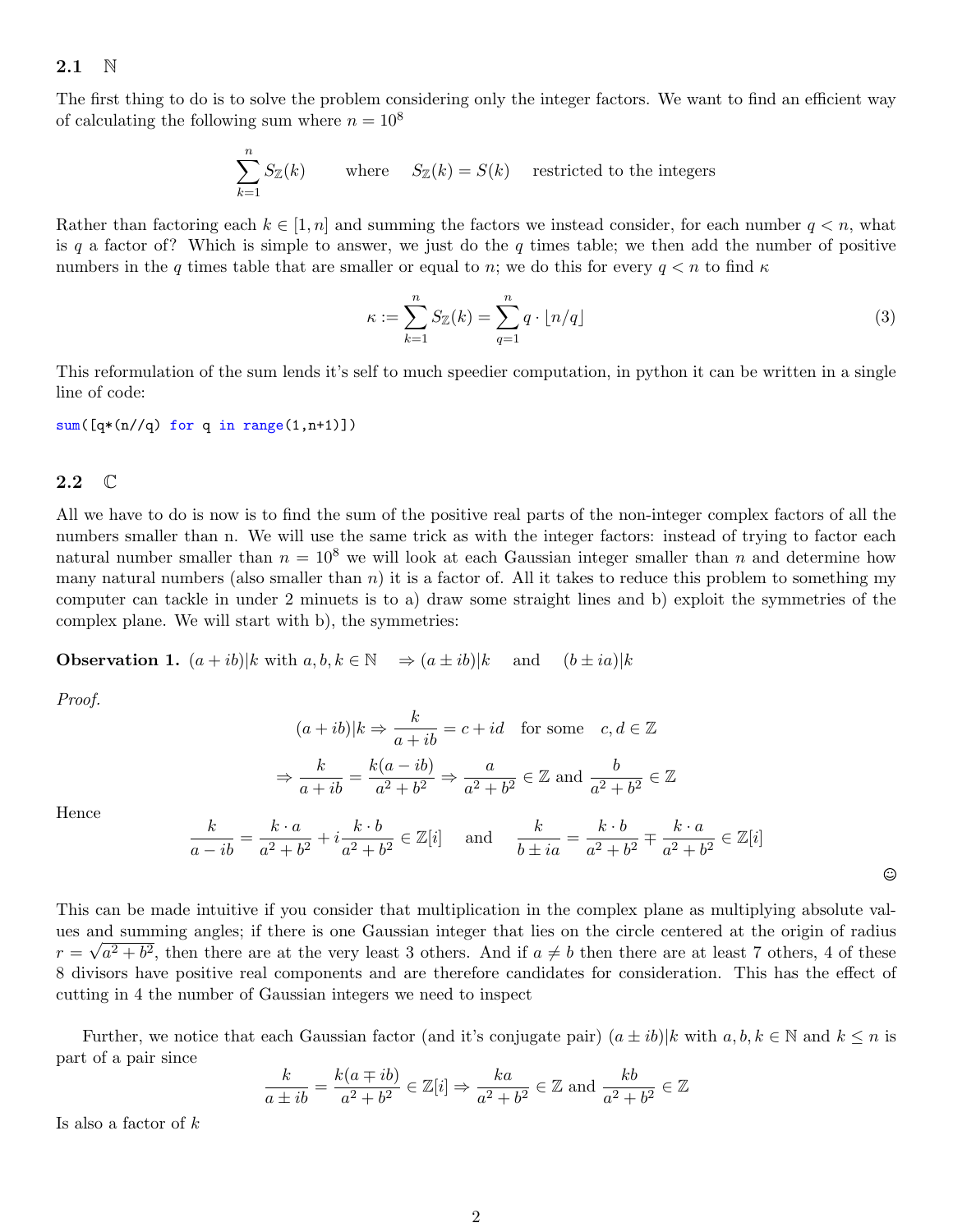### 2.1 $\mathbb{N}$

The first thing to do is to solve the problem considering only the integer factors. We want to find an efficient way of calculating the following sum where $n = 10^8$

$$\sum_{k=1}^{n} S_{\mathbb{Z}}(k) \qquad \text{where} \quad S_{\mathbb{Z}}(k) = S(k) \quad \text{restricted to the integers}$$

Rather than factoring each $k \in [1, n]$ and summing the factors we instead consider, for each number $q < n$, what is $q$ a factor of? Which is simple to answer, we just do the $q$ times table; we then add the number of positive numbers in the $q$ times table that are smaller or equal to $n$; we do this for every $q < n$ to find $\kappa$

$$\kappa := \sum_{k=1}^{n} S_{\mathbb{Z}}(k) = \sum_{q=1}^{n} q \cdot \lfloor n/q \rfloor \tag{3}$$

This reformulation of the sum lends it's self to much speedier computation, in python it can be written in a single line of code:

```
sum([q*(n//q) for q in range(1,n+1)])
```

### 2.2 $\mathbb{C}$

All we have to do is now is to find the sum of the positive real parts of the non-integer complex factors of all the numbers smaller than n. We will use the same trick as with the integer factors: instead of trying to factor each natural number smaller than $n = 10^8$ we will look at each Gaussian integer smaller than $n$ and determine how many natural numbers (also smaller than $n$) it is a factor of. All it takes to reduce this problem to something my computer can tackle in under 2 minuets is to a) draw some straight lines and b) exploit the symmetries of the complex plane. We will start with b), the symmetries:

**Observation 1.** $(a + ib)|k$ with $a, b, k \in \mathbb{N} \quad \Rightarrow (a \pm ib)|k \quad$ and $\quad (b \pm ia)|k$

*Proof.*

$$(a + ib)|k \Rightarrow \frac{k}{a+ib} = c + id \quad \text{for some} \quad c, d \in \mathbb{Z}$$

$$\Rightarrow \frac{k}{a+ib} = \frac{k(a-ib)}{a^2+b^2} \Rightarrow \frac{a}{a^2+b^2} \in \mathbb{Z} \text{ and } \frac{b}{a^2+b^2} \in \mathbb{Z}$$

Hence

$$\frac{k}{a-ib} = \frac{k \cdot a}{a^2+b^2} + i\frac{k \cdot b}{a^2+b^2} \in \mathbb{Z}[i] \quad \text{and} \quad \frac{k}{b \pm ia} = \frac{k \cdot b}{a^2+b^2} \mp \frac{k \cdot a}{a^2+b^2} \in \mathbb{Z}[i]$$

☺

This can be made intuitive if you consider that multiplication in the complex plane as multiplying absolute values and summing angles; if there is one Gaussian integer that lies on the circle centered at the origin of radius $r = \sqrt{a^2+b^2}$, then there are at the very least 3 others. And if $a \neq b$ then there are at least 7 others, 4 of these 8 divisors have positive real components and are therefore candidates for consideration. This has the effect of cutting in 4 the number of Gaussian integers we need to inspect

Further, we notice that each Gaussian factor (and it's conjugate pair) $(a \pm ib)|k$ with $a, b, k \in \mathbb{N}$ and $k \leq n$ is part of a pair since

$$\frac{k}{a \pm ib} = \frac{k(a \mp ib)}{a^2+b^2} \in \mathbb{Z}[i] \Rightarrow \frac{ka}{a^2+b^2} \in \mathbb{Z} \text{ and } \frac{kb}{a^2+b^2} \in \mathbb{Z}$$

Is also a factor of $k$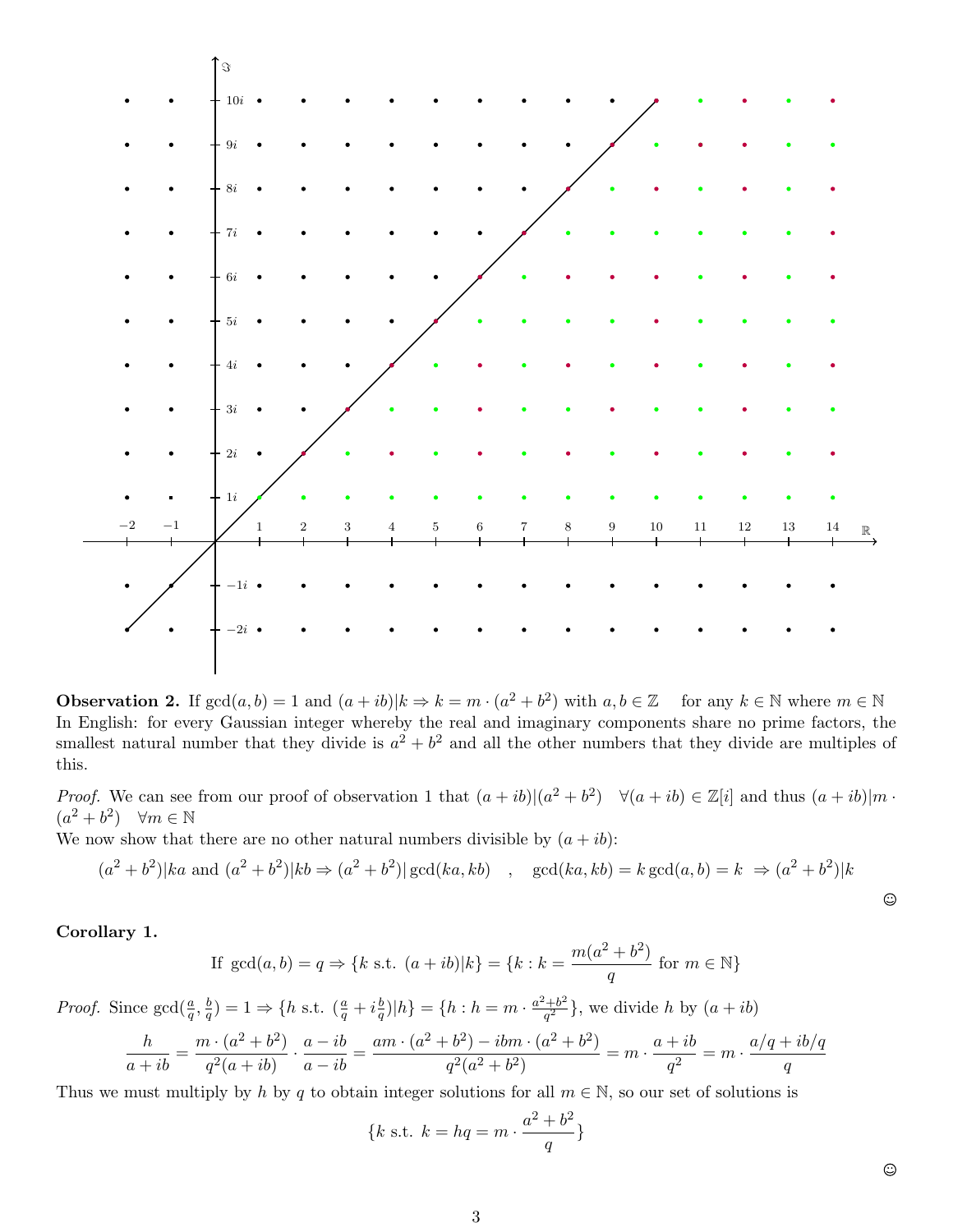**Observation 2.** If $\gcd(a,b) = 1$ and $(a+ib)|k \Rightarrow k = m\cdot(a^2+b^2)$ with $a,b \in \mathbb{Z}$ for any $k \in \mathbb{N}$ where $m \in \mathbb{N}$
In English: for every Gaussian integer whereby the real and imaginary components share no prime factors, the smallest natural number that they divide is $a^2+b^2$ and all the other numbers that they divide are multiples of this.

*Proof.* We can see from our proof of observation 1 that $(a+ib)|(a^2+b^2) \quad \forall(a+ib) \in \mathbb{Z}[i]$ and thus $(a+ib)|m\cdot(a^2+b^2) \quad \forall m \in \mathbb{N}$
We now show that there are no other natural numbers divisible by $(a+ib)$:

$$(a^2+b^2)|ka \text{ and } (a^2+b^2)|kb \Rightarrow (a^2+b^2)|\gcd(ka,kb) \quad , \quad \gcd(ka,kb) = k\gcd(a,b) = k \ \Rightarrow (a^2+b^2)|k$$

☺

**Corollary 1.**

$$\text{If } \gcd(a,b) = q \Rightarrow \{k \text{ s.t. } (a+ib)|k\} = \{k : k = \frac{m(a^2+b^2)}{q} \text{ for } m \in \mathbb{N}\}$$

*Proof.* Since $\gcd(\frac{a}{q},\frac{b}{q}) = 1 \Rightarrow \{h \text{ s.t. } (\frac{a}{q}+i\frac{b}{q})|h\} = \{h : h = m\cdot\frac{a^2+b^2}{q^2}\}$, we divide $h$ by $(a+ib)$

$$\frac{h}{a+ib} = \frac{m\cdot(a^2+b^2)}{q^2(a+ib)}\cdot\frac{a-ib}{a-ib} = \frac{am\cdot(a^2+b^2) - ibm\cdot(a^2+b^2)}{q^2(a^2+b^2)} = m\cdot\frac{a+ib}{q^2} = m\cdot\frac{a/q+ib/q}{q}$$

Thus we must multiply by $h$ by $q$ to obtain integer solutions for all $m \in \mathbb{N}$, so our set of solutions is

$$\{k \text{ s.t. } k = hq = m\cdot\frac{a^2+b^2}{q}\}$$

☺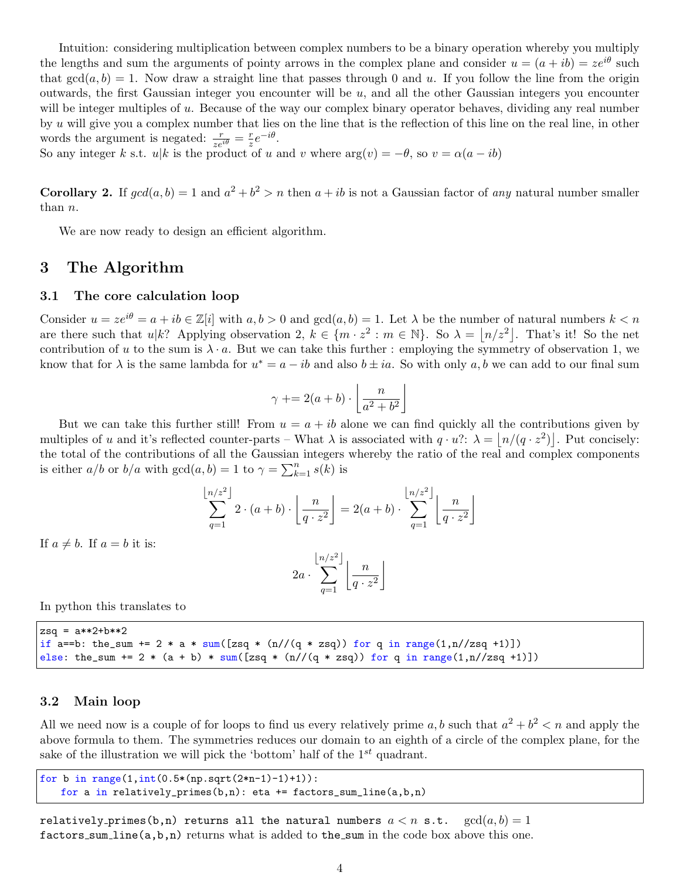Intuition: considering multiplication between complex numbers to be a binary operation whereby you multiply the lengths and sum the arguments of pointy arrows in the complex plane and consider $u = (a + ib) = ze^{i\theta}$ such that $\gcd(a, b) = 1$. Now draw a straight line that passes through 0 and $u$. If you follow the line from the origin outwards, the first Gaussian integer you encounter will be $u$, and all the other Gaussian integers you encounter will be integer multiples of $u$. Because of the way our complex binary operator behaves, dividing any real number by $u$ will give you a complex number that lies on the line that is the reflection of this line on the real line, in other words the argument is negated: $\frac{r}{ze^{i\theta}} = \frac{r}{z}e^{-i\theta}$.
So any integer $k$ s.t. $u|k$ is the product of $u$ and $v$ where $\arg(v) = -\theta$, so $v = \alpha(a - ib)$

**Corollary 2.** If $gcd(a, b) = 1$ and $a^2 + b^2 > n$ then $a + ib$ is not a Gaussian factor of *any* natural number smaller than $n$.

We are now ready to design an efficient algorithm.

## 3 The Algorithm

### 3.1 The core calculation loop

Consider $u = ze^{i\theta} = a + ib \in \mathbb{Z}[i]$ with $a, b > 0$ and $\gcd(a, b) = 1$. Let $\lambda$ be the number of natural numbers $k < n$ are there such that $u|k$? Applying observation 2, $k \in \{m \cdot z^2 : m \in \mathbb{N}\}$. So $\lambda = \lfloor n/z^2 \rfloor$. That's it! So the net contribution of $u$ to the sum is $\lambda \cdot a$. But we can take this further : employing the symmetry of observation 1, we know that for $\lambda$ is the same lambda for $u^* = a - ib$ and also $b \pm ia$. So with only $a, b$ we can add to our final sum

$$\gamma \mathrel{+}= 2(a + b) \cdot \left\lfloor \frac{n}{a^2 + b^2} \right\rfloor$$

But we can take this further still! From $u = a + ib$ alone we can find quickly all the contributions given by multiples of $u$ and it's reflected counter-parts – What $\lambda$ is associated with $q \cdot u$?: $\lambda = \lfloor n/(q \cdot z^2) \rfloor$. Put concisely: the total of the contributions of all the Gaussian integers whereby the ratio of the real and complex components is either $a/b$ or $b/a$ with $\gcd(a, b) = 1$ to $\gamma = \sum_{k=1}^{n} s(k)$ is

$$\sum_{q=1}^{\lfloor n/z^2 \rfloor} 2 \cdot (a + b) \cdot \left\lfloor \frac{n}{q \cdot z^2} \right\rfloor = 2(a + b) \cdot \sum_{q=1}^{\lfloor n/z^2 \rfloor} \left\lfloor \frac{n}{q \cdot z^2} \right\rfloor$$

If $a \neq b$. If $a = b$ it is:

$$2a \cdot \sum_{q=1}^{\lfloor n/z^2 \rfloor} \left\lfloor \frac{n}{q \cdot z^2} \right\rfloor$$

In python this translates to

```
zsq = a**2+b**2
if a==b: the_sum += 2 * a * sum([zsq * (n//(q * zsq)) for q in range(1,n//zsq +1)])
else: the_sum += 2 * (a + b) * sum([zsq * (n//(q * zsq)) for q in range(1,n//zsq +1)])
```

### 3.2 Main loop

All we need now is a couple of for loops to find us every relatively prime $a, b$ such that $a^2 + b^2 < n$ and apply the above formula to them. The symmetries reduces our domain to an eighth of a circle of the complex plane, for the sake of the illustration we will pick the 'bottom' half of the $1^{st}$ quadrant.

```
for b in range(1,int(0.5*(np.sqrt(2*n-1)-1)+1)):
    for a in relatively_primes(b,n): eta += factors_sum_line(a,b,n)
```

relatively_primes(b,n) returns all the natural numbers $a < n$ s.t. $\gcd(a, b) = 1$
factors_sum_line(a,b,n) returns what is added to the_sum in the code box above this one.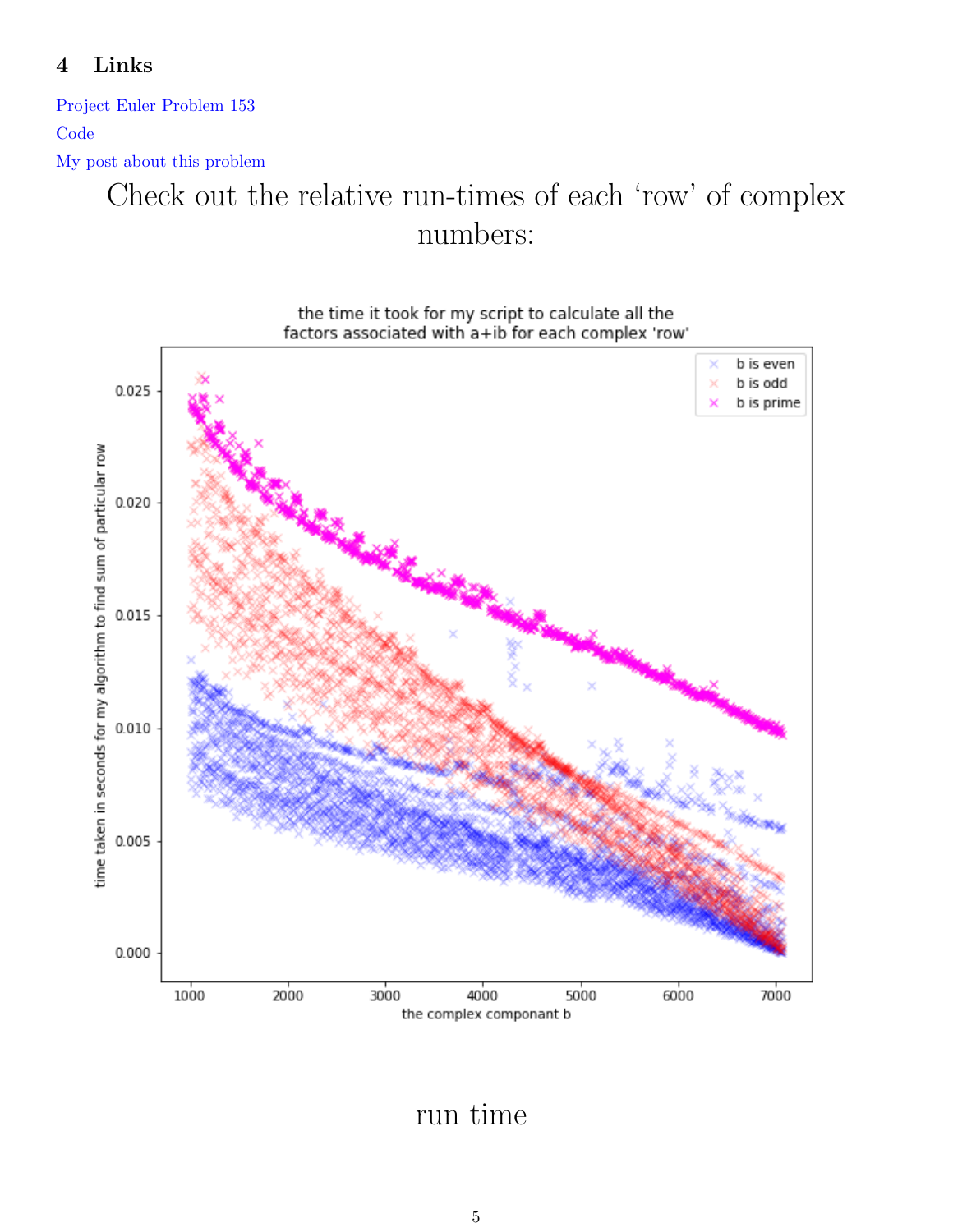## 4 Links

Project Euler Problem 153

Code

My post about this problem

Check out the relative run-times of each 'row' of complex numbers:

the time it took for my script to calculate all the
factors associated with a+ib for each complex 'row'

b is even
b is odd
b is prime

time taken in seconds for my algorithm to find sum of particular row

0.000
0.005
0.010
0.015
0.020
0.025

the complex componant b

1000
2000
3000
4000
5000
6000
7000

run time